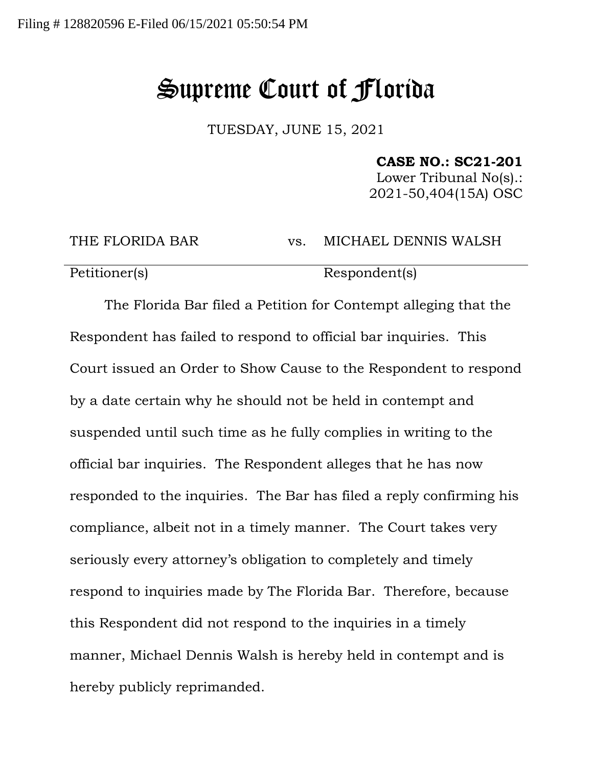Filing # 128820596 E-Filed 06/15/2021 05:50:54 PM

# Supreme Court of Florida

TUESDAY, JUNE 15, 2021

**CASE NO.: SC21-201**
Lower Tribunal No(s).:
2021-50,404(15A) OSC

| THE FLORIDA BAR | vs. | MICHAEL DENNIS WALSH |
| --- | --- | --- |
| Petitioner(s) | | Respondent(s) |

The Florida Bar filed a Petition for Contempt alleging that the Respondent has failed to respond to official bar inquiries. This Court issued an Order to Show Cause to the Respondent to respond by a date certain why he should not be held in contempt and suspended until such time as he fully complies in writing to the official bar inquiries. The Respondent alleges that he has now responded to the inquiries. The Bar has filed a reply confirming his compliance, albeit not in a timely manner. The Court takes very seriously every attorney's obligation to completely and timely respond to inquiries made by The Florida Bar. Therefore, because this Respondent did not respond to the inquiries in a timely manner, Michael Dennis Walsh is hereby held in contempt and is hereby publicly reprimanded.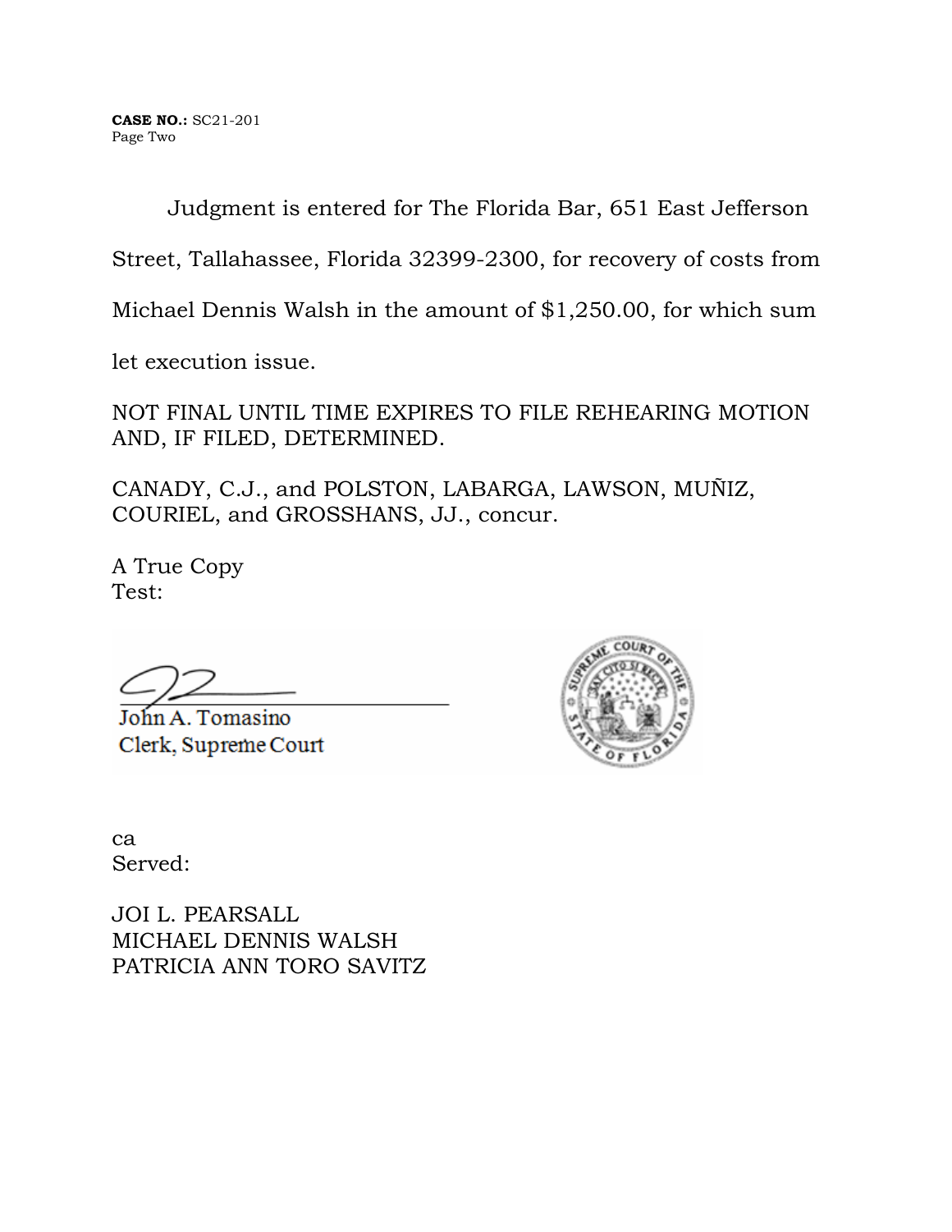Judgment is entered for The Florida Bar, 651 East Jefferson Street, Tallahassee, Florida 32399-2300, for recovery of costs from Michael Dennis Walsh in the amount of $1,250.00, for which sum let execution issue.

NOT FINAL UNTIL TIME EXPIRES TO FILE REHEARING MOTION AND, IF FILED, DETERMINED.

CANADY, C.J., and POLSTON, LABARGA, LAWSON, MUÑIZ, COURIEL, and GROSSHANS, JJ., concur.

A True Copy
Test:

John A. Tomasino
Clerk, Supreme Court

ca
Served:

JOI L. PEARSALL
MICHAEL DENNIS WALSH
PATRICIA ANN TORO SAVITZ